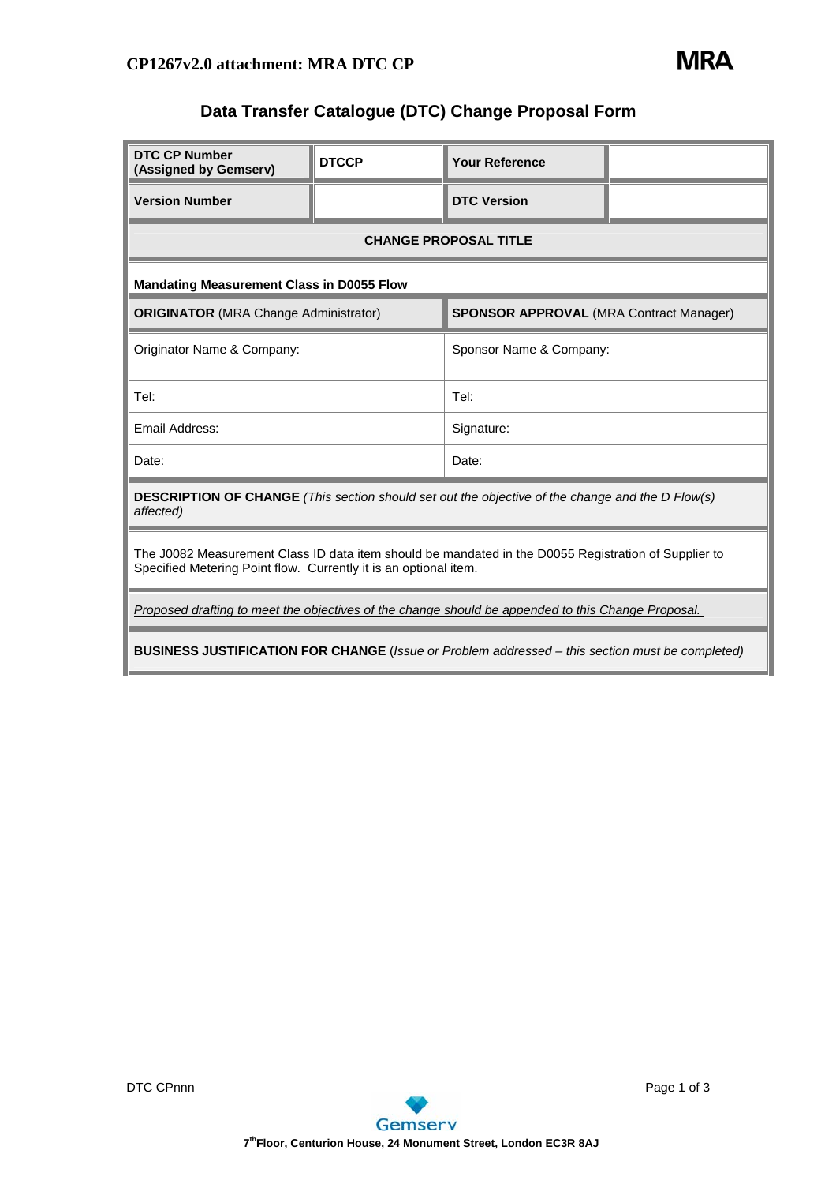**CP1267v2.0 attachment: MRA DTC CP**

# Data Transfer Catalogue (DTC) Change Proposal Form

| **DTC CP Number (Assigned by Gemserv)** | **DTCCP** | **Your Reference** | |
|---|---|---|---|
| **Version Number** | | **DTC Version** | |

| **CHANGE PROPOSAL TITLE** | |
|---|---|
| **Mandating Measurement Class in D0055 Flow** | |
| **ORIGINATOR** (MRA Change Administrator) | **SPONSOR APPROVAL** (MRA Contract Manager) |
| Originator Name & Company: | Sponsor Name & Company: |
| Tel: | Tel: |
| Email Address: | Signature: |
| Date: | Date: |

**DESCRIPTION OF CHANGE** *(This section should set out the objective of the change and the D Flow(s) affected)*

The J0082 Measurement Class ID data item should be mandated in the D0055 Registration of Supplier to Specified Metering Point flow. Currently it is an optional item.

*Proposed drafting to meet the objectives of the change should be appended to this Change Proposal.*

**BUSINESS JUSTIFICATION FOR CHANGE** (*Issue or Problem addressed – this section must be completed)*

DTC CPnnn

7th Floor, Centurion House, 24 Monument Street, London EC3R 8AJ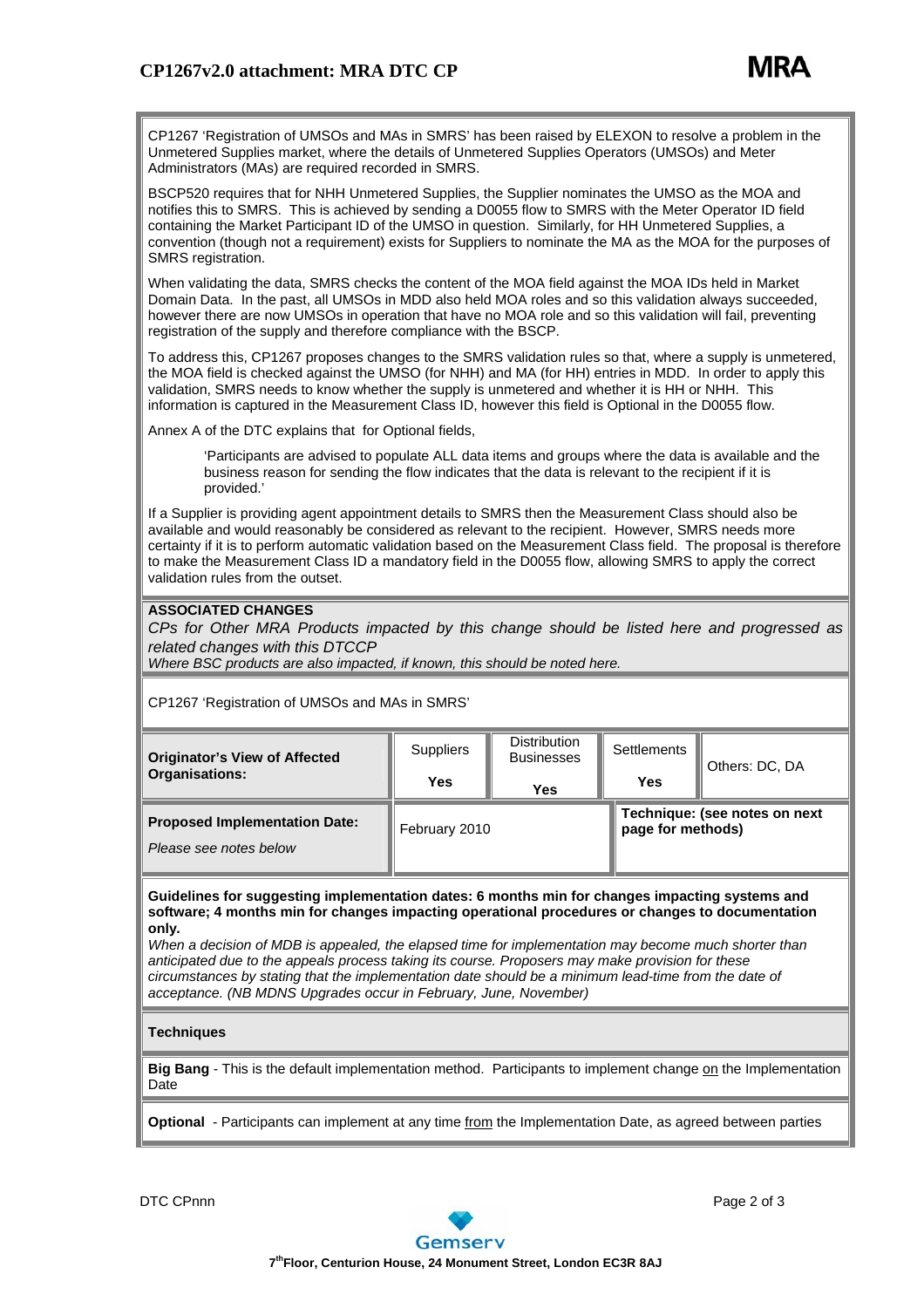CP1267 'Registration of UMSOs and MAs in SMRS' has been raised by ELEXON to resolve a problem in the Unmetered Supplies market, where the details of Unmetered Supplies Operators (UMSOs) and Meter Administrators (MAs) are required recorded in SMRS.

BSCP520 requires that for NHH Unmetered Supplies, the Supplier nominates the UMSO as the MOA and notifies this to SMRS. This is achieved by sending a D0055 flow to SMRS with the Meter Operator ID field containing the Market Participant ID of the UMSO in question. Similarly, for HH Unmetered Supplies, a convention (though not a requirement) exists for Suppliers to nominate the MA as the MOA for the purposes of SMRS registration.

When validating the data, SMRS checks the content of the MOA field against the MOA IDs held in Market Domain Data. In the past, all UMSOs in MDD also held MOA roles and so this validation always succeeded, however there are now UMSOs in operation that have no MOA role and so this validation will fail, preventing registration of the supply and therefore compliance with the BSCP.

To address this, CP1267 proposes changes to the SMRS validation rules so that, where a supply is unmetered, the MOA field is checked against the UMSO (for NHH) and MA (for HH) entries in MDD. In order to apply this validation, SMRS needs to know whether the supply is unmetered and whether it is HH or NHH. This information is captured in the Measurement Class ID, however this field is Optional in the D0055 flow.

Annex A of the DTC explains that for Optional fields,

> 'Participants are advised to populate ALL data items and groups where the data is available and the business reason for sending the flow indicates that the data is relevant to the recipient if it is provided.'

If a Supplier is providing agent appointment details to SMRS then the Measurement Class should also be available and would reasonably be considered as relevant to the recipient. However, SMRS needs more certainty if it is to perform automatic validation based on the Measurement Class field. The proposal is therefore to make the Measurement Class ID a mandatory field in the D0055 flow, allowing SMRS to apply the correct validation rules from the outset.

**ASSOCIATED CHANGES**

*CPs for Other MRA Products impacted by this change should be listed here and progressed as related changes with this DTCCP*

*Where BSC products are also impacted, if known, this should be noted here.*

CP1267 'Registration of UMSOs and MAs in SMRS'

| **Originator's View of Affected Organisations:** | Suppliers<br>**Yes** | Distribution Businesses<br>**Yes** | Settlements<br>**Yes** | Others: DC, DA |
|---|---|---|---|---|
| **Proposed Implementation Date:**<br>*Please see notes below* | February 2010 | | **Technique: (see notes on next page for methods)** | |

**Guidelines for suggesting implementation dates: 6 months min for changes impacting systems and software; 4 months min for changes impacting operational procedures or changes to documentation only.**

*When a decision of MDB is appealed, the elapsed time for implementation may become much shorter than anticipated due to the appeals process taking its course. Proposers may make provision for these circumstances by stating that the implementation date should be a minimum lead-time from the date of acceptance. (NB MDNS Upgrades occur in February, June, November)*

**Techniques**

**Big Bang** - This is the default implementation method. Participants to implement change on the Implementation Date

**Optional** - Participants can implement at any time from the Implementation Date, as agreed between parties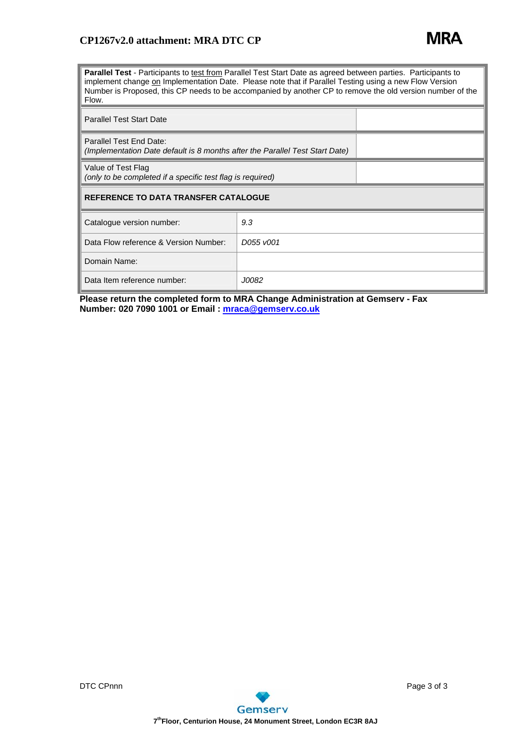| | |
|---|---|
| **Parallel Test** - Participants to test from Parallel Test Start Date as agreed between parties. Participants to implement change on Implementation Date. Please note that if Parallel Testing using a new Flow Version Number is Proposed, this CP needs to be accompanied by another CP to remove the old version number of the Flow. | |
| Parallel Test Start Date | |
| Parallel Test End Date: *(Implementation Date default is 8 months after the Parallel Test Start Date)* | |
| Value of Test Flag *(only to be completed if a specific test flag is required)* | |

| | |
|---|---|
| **REFERENCE TO DATA TRANSFER CATALOGUE** | |
| Catalogue version number: | *9.3* |
| Data Flow reference & Version Number: | *D055 v001* |
| Domain Name: | |
| Data Item reference number: | *J0082* |

**Please return the completed form to MRA Change Administration at Gemserv - Fax Number: 020 7090 1001 or Email : mraca@gemserv.co.uk**